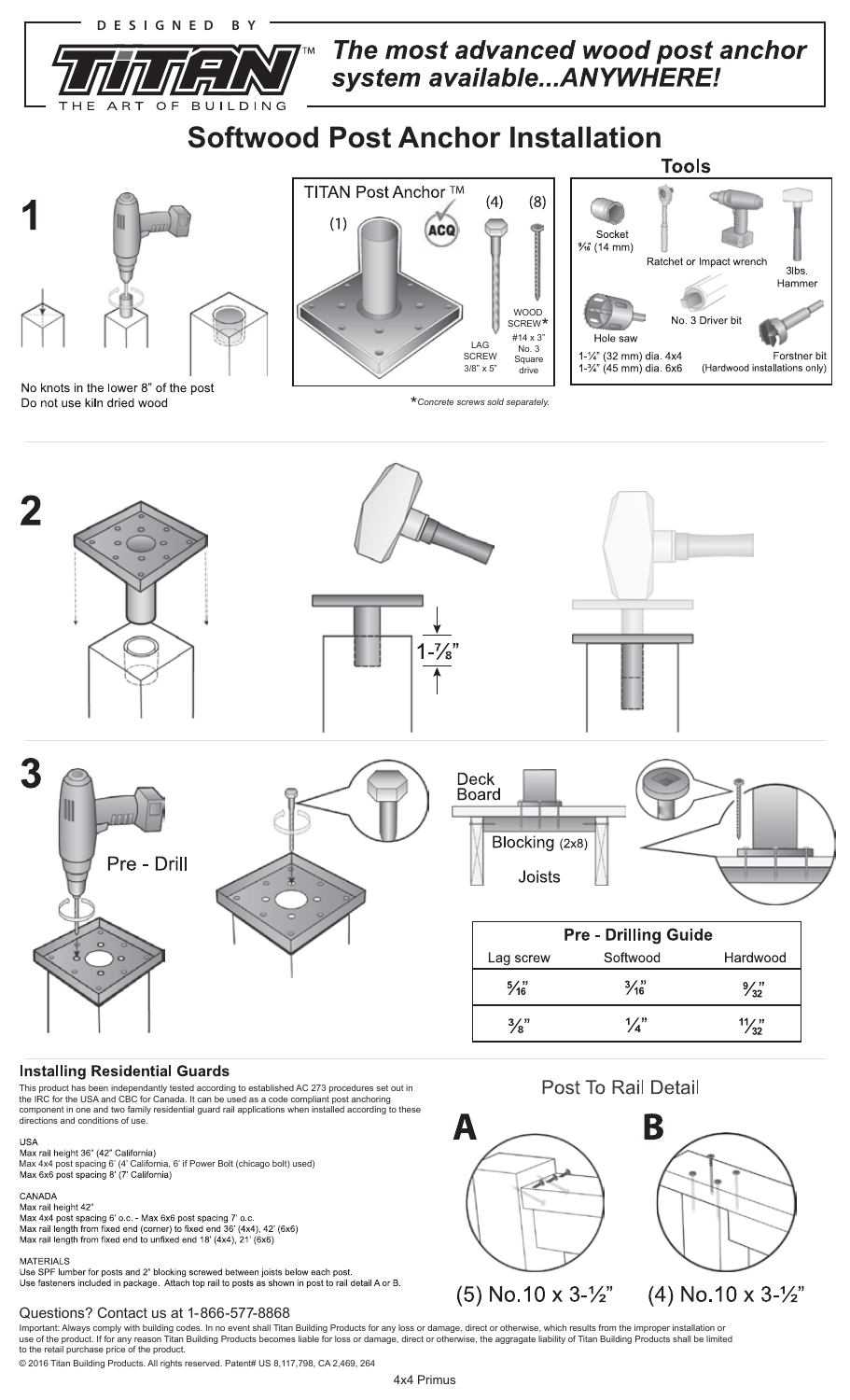DESIGNED BY TITAN™ THE ART OF BUILDING

*The most advanced wood post anchor system available...ANYWHERE!*

# Softwood Post Anchor Installation

## 1

No knots in the lower 8" of the post
Do not use kiln dried wood

TITAN Post Anchor ™

(1) ACQ

(4) LAG SCREW 3/8" x 5"

(8) WOOD SCREW* #14 x 3" No. 3 Square drive

*Concrete screws sold separately.

### Tools

- Socket 9/16" (14 mm)
- Ratchet or Impact wrench
- 3lbs. Hammer
- No. 3 Driver bit
- Hole saw 1-¼" (32 mm) dia. 4x4, 1-¾" (45 mm) dia. 6x6
- Forstner bit (Hardwood installations only)

## 2

1-7/8"

## 3

Pre - Drill

Deck Board

Blocking (2x8)

Joists

| Pre - Drilling Guide | | |
|---|---|---|
| Lag screw | Softwood | Hardwood |
| 5/16" | 3/16" | 9/32" |
| 3/8" | 1/4" | 11/32" |

### Installing Residential Guards

This product has been independantly tested according to established AC 273 procedures set out in the IRC for the USA and CBC for Canada. It can be used as a code compliant post anchoring component in one and two family residential guard rail applications when installed according to these directions and conditions of use.

USA
Max rail height 36" (42" California)
Max 4x4 post spacing 6' (4' California, 6' if Power Bolt (chicago bolt) used)
Max 6x6 post spacing 8' (7' California)

CANADA
Max rail height 42"
Max 4x4 post spacing 6' o.c. - Max 6x6 post spacing 7' o.c.
Max rail length from fixed end (corner) to fixed end 36' (4x4), 42' (6x6)
Max rail length from fixed end to unfixed end 18' (4x4), 21' (6x6)

MATERIALS
Use SPF lumber for posts and 2" blocking screwed between joists below each post.
Use fasteners included in package. Attach top rail to posts as shown in post to rail detail A or B.

### Post To Rail Detail

**A** (5) No.10 x 3-½"

**B** (4) No.10 x 3-½"

Questions? Contact us at 1-866-577-8868

Important: Always comply with building codes. In no event shall Titan Building Products for any loss or damage, direct or otherwise, which results from the improper installation or use of the product. If for any reason Titan Building Products becomes liable for loss or damage, direct or otherwise, the aggragate liability of Titan Building Products shall be limited to the retail purchase price of the product.

© 2016 Titan Building Products. All rights reserved. Patent# US 8,117,798, CA 2,469, 264

4x4 Primus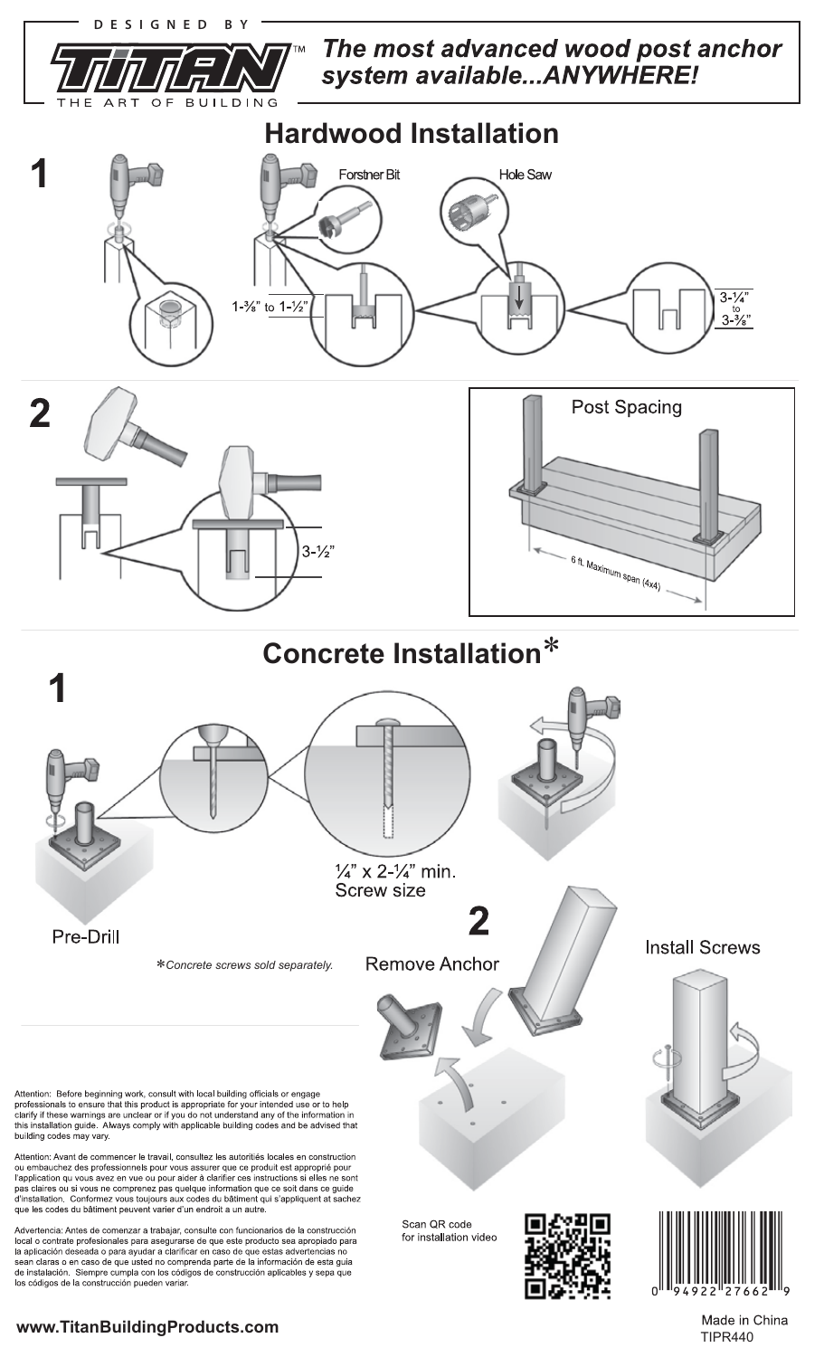DESIGNED BY

TITAN™

THE ART OF BUILDING

*The most advanced wood post anchor system available...ANYWHERE!*

# Hardwood Installation

**1**

Forstner Bit

Hole Saw

1-3/8" to 1-1/2"

3-1/4" to 3-3/8"

**2**

3-1/2"

Post Spacing

6 ft. Maximum span (4x4)

# Concrete Installation*

**1**

1/4" x 2-1/4" min. Screw size

Pre-Drill

*Concrete screws sold separately.

**2**

Remove Anchor

Install Screws

Attention: Before beginning work, consult with local building officials or engage professionals to ensure that this product is appropriate for your intended use or to help clarify if these warnings are unclear or if you do not understand any of the information in this installation guide. Always comply with applicable building codes and be advised that building codes may vary.

Attention: Avant de commencer le travail, consultez les autoritiés locales en construction ou embauchez des professionnels pour vous assurer que ce produit est approprié pour l'application que vous avez en vue ou pour aider à clarifier ces instructions si elles ne sont pas claires ou si vous ne comprenez pas quelque information que ce soit dans ce guide d'installation. Conformez vous toujours aux codes du bâtiment qui s'appliquent et sachez que les codes du bâtiment peuvent varier d'un endroit a un autre.

Advertencia: Antes de comenzar a trabajar, consulte con funcionarios de la construcción local o contrate profesionales para asegurarse de que este producto sea apropiado para la aplicación deseada o para ayudar a clarificar en caso de que estas advertencias no sean claras o en caso de que usted no comprenda parte de la información de esta guia de instalación. Siempre cumpla con los códigos de construcción aplicables y sepa que los códigos de la construcción pueden variar.

Scan QR code for installation video

0 94922 27662 9

www.TitanBuildingProducts.com

Made in China
TIPR440